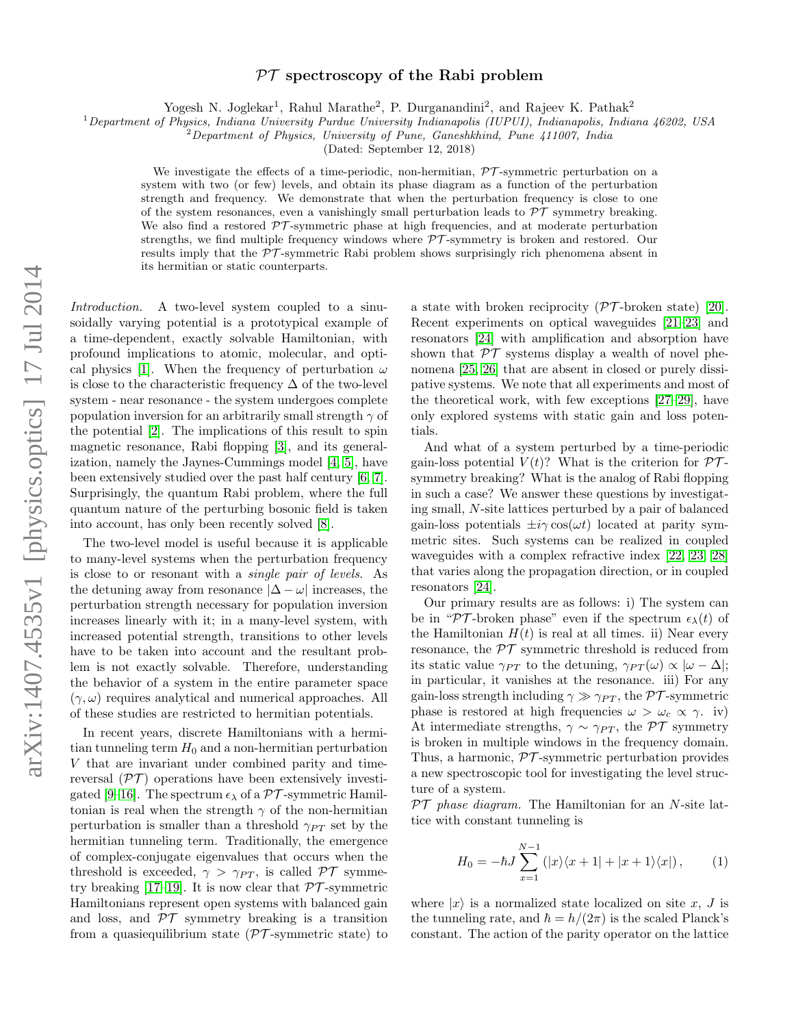# $\mathcal{PT}$ spectroscopy of the Rabi problem

Yogesh N. Joglekar[1], Rahul Marathe[2], P. Durganandini[2], and Rajeev K. Pathak[2]

[1] *Department of Physics, Indiana University Purdue University Indianapolis (IUPUI), Indianapolis, Indiana 46202, USA*
[2] *Department of Physics, University of Pune, Ganeshkhind, Pune 411007, India*

(Dated: September 12, 2018)

We investigate the effects of a time-periodic, non-hermitian, $\mathcal{PT}$-symmetric perturbation on a system with two (or few) levels, and obtain its phase diagram as a function of the perturbation strength and frequency. We demonstrate that when the perturbation frequency is close to one of the system resonances, even a vanishingly small perturbation leads to $\mathcal{PT}$ symmetry breaking. We also find a restored $\mathcal{PT}$-symmetric phase at high frequencies, and at moderate perturbation strengths, we find multiple frequency windows where $\mathcal{PT}$-symmetry is broken and restored. Our results imply that the $\mathcal{PT}$-symmetric Rabi problem shows surprisingly rich phenomena absent in its hermitian or static counterparts.

*Introduction.* A two-level system coupled to a sinusoidally varying potential is a prototypical example of a time-dependent, exactly solvable Hamiltonian, with profound implications to atomic, molecular, and optical physics [1]. When the frequency of perturbation $\omega$ is close to the characteristic frequency $\Delta$ of the two-level system - near resonance - the system undergoes complete population inversion for an arbitrarily small strength $\gamma$ of the potential [2]. The implications of this result to spin magnetic resonance, Rabi flopping [3], and its generalization, namely the Jaynes-Cummings model [4, 5], have been extensively studied over the past half century [6, 7]. Surprisingly, the quantum Rabi problem, where the full quantum nature of the perturbing bosonic field is taken into account, has only been recently solved [8].

The two-level model is useful because it is applicable to many-level systems when the perturbation frequency is close to or resonant with a *single pair of levels*. As the detuning away from resonance $|\Delta - \omega|$ increases, the perturbation strength necessary for population inversion increases linearly with it; in a many-level system, with increased potential strength, transitions to other levels have to be taken into account and the resultant problem is not exactly solvable. Therefore, understanding the behavior of a system in the entire parameter space $(\gamma, \omega)$ requires analytical and numerical approaches. All of these studies are restricted to hermitian potentials.

In recent years, discrete Hamiltonians with a hermitian tunneling term $H_0$ and a non-hermitian perturbation $V$ that are invariant under combined parity and time-reversal ($\mathcal{PT}$) operations have been extensively investigated [9–16]. The spectrum $\epsilon_\lambda$ of a $\mathcal{PT}$-symmetric Hamiltonian is real when the strength $\gamma$ of the non-hermitian perturbation is smaller than a threshold $\gamma_{PT}$ set by the hermitian tunneling term. Traditionally, the emergence of complex-conjugate eigenvalues that occurs when the threshold is exceeded, $\gamma > \gamma_{PT}$, is called $\mathcal{PT}$ symmetry breaking [17–19]. It is now clear that $\mathcal{PT}$-symmetric Hamiltonians represent open systems with balanced gain and loss, and $\mathcal{PT}$ symmetry breaking is a transition from a quasiequilibrium state ($\mathcal{PT}$-symmetric state) to a state with broken reciprocity ($\mathcal{PT}$-broken state) [20]. Recent experiments on optical waveguides [21–23] and resonators [24] with amplification and absorption have shown that $\mathcal{PT}$ systems display a wealth of novel phenomena [25, 26] that are absent in closed or purely dissipative systems. We note that all experiments and most of the theoretical work, with few exceptions [27–29], have only explored systems with static gain and loss potentials.

And what of a system perturbed by a time-periodic gain-loss potential $V(t)$? What is the criterion for $\mathcal{PT}$-symmetry breaking? What is the analog of Rabi flopping in such a case? We answer these questions by investigating small, $N$-site lattices perturbed by a pair of balanced gain-loss potentials $\pm i\gamma\cos(\omega t)$ located at parity symmetric sites. Such systems can be realized in coupled waveguides with a complex refractive index [22, 23, 28] that varies along the propagation direction, or in coupled resonators [24].

Our primary results are as follows: i) The system can be in "$\mathcal{PT}$-broken phase" even if the spectrum $\epsilon_\lambda(t)$ of the Hamiltonian $H(t)$ is real at all times. ii) Near every resonance, the $\mathcal{PT}$ symmetric threshold is reduced from its static value $\gamma_{PT}$ to the detuning, $\gamma_{PT}(\omega) \propto |\omega - \Delta|$; in particular, it vanishes at the resonance. iii) For any gain-loss strength including $\gamma \gg \gamma_{PT}$, the $\mathcal{PT}$-symmetric phase is restored at high frequencies $\omega > \omega_c \propto \gamma$. iv) At intermediate strengths, $\gamma \sim \gamma_{PT}$, the $\mathcal{PT}$ symmetry is broken in multiple windows in the frequency domain. Thus, a harmonic, $\mathcal{PT}$-symmetric perturbation provides a new spectroscopic tool for investigating the level structure of a system.

*$\mathcal{PT}$ phase diagram.* The Hamiltonian for an $N$-site lattice with constant tunneling is

$$H_0 = -\hbar J \sum_{x=1}^{N-1} \left( |x\rangle\langle x+1| + |x+1\rangle\langle x| \right), \qquad (1)$$

where $|x\rangle$ is a normalized state localized on site $x$, $J$ is the tunneling rate, and $\hbar = h/(2\pi)$ is the scaled Planck's constant. The action of the parity operator on the lattice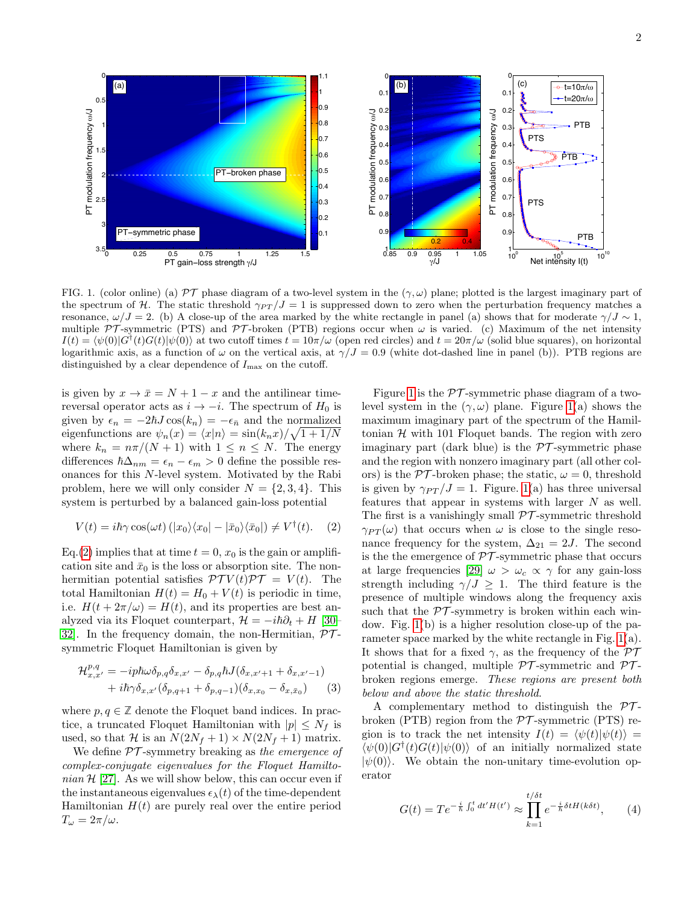FIG. 1. (color online) (a) $\mathcal{PT}$ phase diagram of a two-level system in the $(\gamma, \omega)$ plane; plotted is the largest imaginary part of the spectrum of $\mathcal{H}$. The static threshold $\gamma_{PT}/J = 1$ is suppressed down to zero when the perturbation frequency matches a resonance, $\omega/J = 2$. (b) A close-up of the area marked by the white rectangle in panel (a) shows that for moderate $\gamma/J \sim 1$, multiple $\mathcal{PT}$-symmetric (PTS) and $\mathcal{PT}$-broken (PTB) regions occur when $\omega$ is varied. (c) Maximum of the net intensity $I(t) = \langle\psi(0)|G^\dagger(t)G(t)|\psi(0)\rangle$ at two cutoff times $t = 10\pi/\omega$ (open red circles) and $t = 20\pi/\omega$ (solid blue squares), on horizontal logarithmic axis, as a function of $\omega$ on the vertical axis, at $\gamma/J = 0.9$ (white dot-dashed line in panel (b)). PTB regions are distinguished by a clear dependence of $I_{\max}$ on the cutoff.

is given by $x \to \bar{x} = N + 1 - x$ and the antilinear time-reversal operator acts as $i \to -i$. The spectrum of $H_0$ is given by $\epsilon_n = -2\hbar J \cos(k_n) = -\epsilon_{\bar{n}}$ and the normalized eigenfunctions are $\psi_n(x) = \langle x|n\rangle = \sin(k_n x)/\sqrt{1 + 1/N}$ where $k_n = n\pi/(N + 1)$ with $1 \leq n \leq N$. The energy differences $\hbar\Delta_{nm} = \epsilon_n - \epsilon_m > 0$ define the possible resonances for this $N$-level system. Motivated by the Rabi problem, here we will only consider $N = \{2, 3, 4\}$. This system is perturbed by a balanced gain-loss potential

$$V(t) = i\hbar\gamma\cos(\omega t)\left(|x_0\rangle\langle x_0| - |\bar{x}_0\rangle\langle\bar{x}_0|\right) \neq V^\dagger(t). \quad (2)$$

Eq.(2) implies that at time $t = 0$, $x_0$ is the gain or amplification site and $\bar{x}_0$ is the loss or absorption site. The non-hermitian potential satisfies $\mathcal{PT}V(t)\mathcal{PT} = V(t)$. The total Hamiltonian $H(t) = H_0 + V(t)$ is periodic in time, i.e. $H(t + 2\pi/\omega) = H(t)$, and its properties are best analyzed via its Floquet counterpart, $\mathcal{H} = -i\hbar\partial_t + H$ [30–32]. In the frequency domain, the non-Hermitian, $\mathcal{PT}$-symmetric Floquet Hamiltonian is given by

$$\begin{aligned}\mathcal{H}^{p,q}_{x,x'} &= -ip\hbar\omega\delta_{p,q}\delta_{x,x'} - \delta_{p,q}\hbar J(\delta_{x,x'+1} + \delta_{x,x'-1}) \\ &\quad + i\hbar\gamma\delta_{x,x'}(\delta_{p,q+1} + \delta_{p,q-1})(\delta_{x,x_0} - \delta_{x,\bar{x}_0}) \quad (3)\end{aligned}$$

where $p, q \in \mathbb{Z}$ denote the Floquet band indices. In practice, a truncated Floquet Hamiltonian with $|p| \leq N_f$ is used, so that $\mathcal{H}$ is an $N(2N_f + 1) \times N(2N_f + 1)$ matrix.

We define $\mathcal{PT}$-symmetry breaking as *the emergence of complex-conjugate eigenvalues for the Floquet Hamiltonian* $\mathcal{H}$ [27]. As we will show below, this can occur even if the instantaneous eigenvalues $\epsilon_\lambda(t)$ of the time-dependent Hamiltonian $H(t)$ are purely real over the entire period $T_\omega = 2\pi/\omega$.

Figure 1 is the $\mathcal{PT}$-symmetric phase diagram of a two-level system in the $(\gamma, \omega)$ plane. Figure 1(a) shows the maximum imaginary part of the spectrum of the Hamiltonian $\mathcal{H}$ with 101 Floquet bands. The region with zero imaginary part (dark blue) is the $\mathcal{PT}$-symmetric phase and the region with nonzero imaginary part (all other colors) is the $\mathcal{PT}$-broken phase; the static, $\omega = 0$, threshold is given by $\gamma_{PT}/J = 1$. Figure. 1(a) has three universal features that appear in systems with larger $N$ as well. The first is a vanishingly small $\mathcal{PT}$-symmetric threshold $\gamma_{PT}(\omega)$ that occurs when $\omega$ is close to the single resonance frequency for the system, $\Delta_{21} = 2J$. The second is the the emergence of $\mathcal{PT}$-symmetric phase that occurs at large frequencies [29] $\omega > \omega_c \propto \gamma$ for any gain-loss strength including $\gamma/J \geq 1$. The third feature is the presence of multiple windows along the frequency axis such that the $\mathcal{PT}$-symmetry is broken within each window. Fig. 1(b) is a higher resolution close-up of the parameter space marked by the white rectangle in Fig. 1(a). It shows that for a fixed $\gamma$, as the frequency of the $\mathcal{PT}$ potential is changed, multiple $\mathcal{PT}$-symmetric and $\mathcal{PT}$-broken regions emerge. *These regions are present both below and above the static threshold.*

A complementary method to distinguish the $\mathcal{PT}$-broken (PTB) region from the $\mathcal{PT}$-symmetric (PTS) region is to track the net intensity $I(t) = \langle\psi(t)|\psi(t)\rangle = \langle\psi(0)|G^\dagger(t)G(t)|\psi(0)\rangle$ of an initially normalized state $|\psi(0)\rangle$. We obtain the non-unitary time-evolution operator

$$G(t) = Te^{-\frac{i}{\hbar}\int_0^t dt' H(t')} \approx \prod_{k=1}^{t/\delta t} e^{-\frac{i}{\hbar}\delta t H(k\delta t)}, \quad (4)$$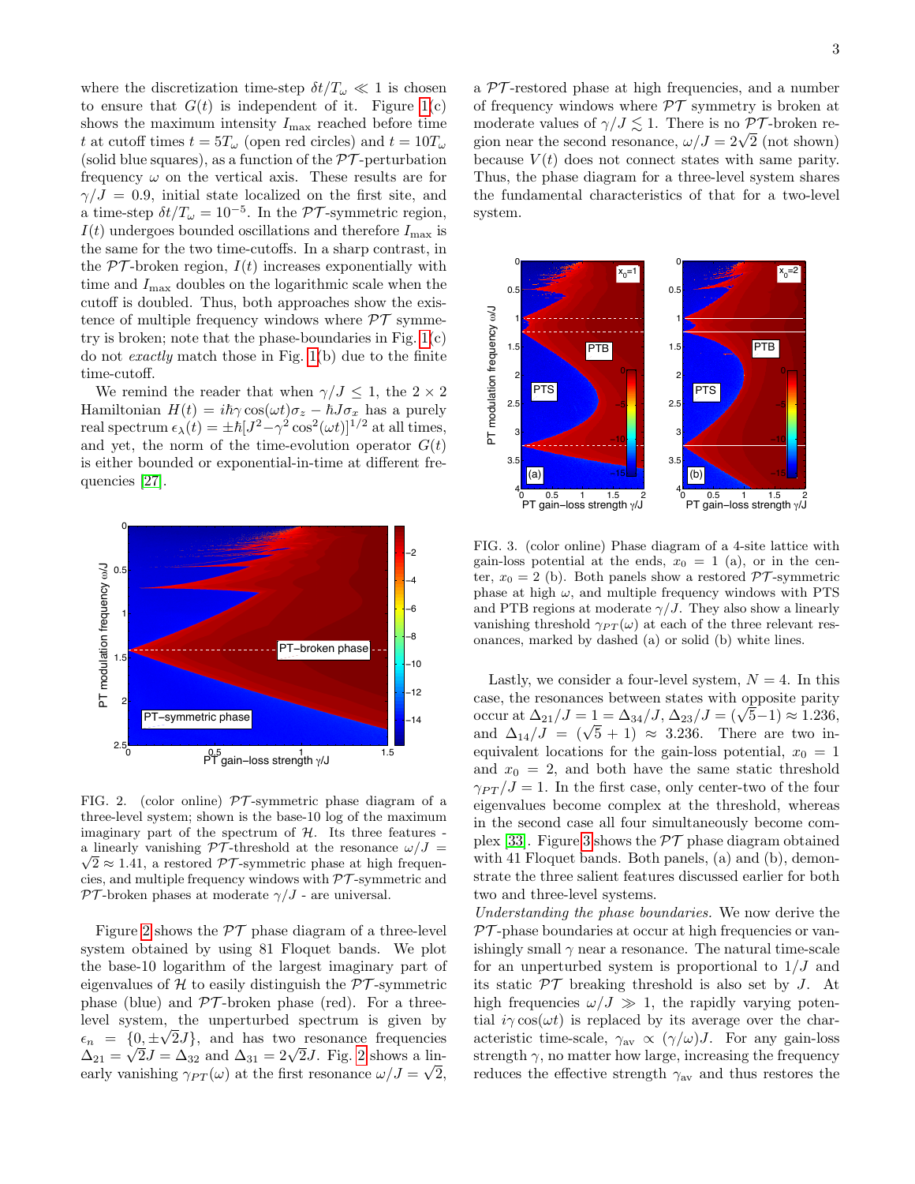where the discretization time-step $\delta t/T_\omega \ll 1$ is chosen to ensure that $G(t)$ is independent of it. Figure 1(c) shows the maximum intensity $I_{\max}$ reached before time $t$ at cutoff times $t = 5T_\omega$ (open red circles) and $t = 10T_\omega$ (solid blue squares), as a function of the $\mathcal{PT}$-perturbation frequency $\omega$ on the vertical axis. These results are for $\gamma/J = 0.9$, initial state localized on the first site, and a time-step $\delta t/T_\omega = 10^{-5}$. In the $\mathcal{PT}$-symmetric region, $I(t)$ undergoes bounded oscillations and therefore $I_{\max}$ is the same for the two time-cutoffs. In a sharp contrast, in the $\mathcal{PT}$-broken region, $I(t)$ increases exponentially with time and $I_{\max}$ doubles on the logarithmic scale when the cutoff is doubled. Thus, both approaches show the existence of multiple frequency windows where $\mathcal{PT}$ symmetry is broken; note that the phase-boundaries in Fig. 1(c) do not *exactly* match those in Fig. 1(b) due to the finite time-cutoff.

We remind the reader that when $\gamma/J \leq 1$, the $2\times 2$ Hamiltonian $H(t) = i\hbar\gamma\cos(\omega t)\sigma_z - \hbar J\sigma_x$ has a purely real spectrum $\epsilon_\lambda(t) = \pm\hbar[J^2 - \gamma^2\cos^2(\omega t)]^{1/2}$ at all times, and yet, the norm of the time-evolution operator $G(t)$ is either bounded or exponential-in-time at different frequencies [27].

FIG. 2. (color online) $\mathcal{PT}$-symmetric phase diagram of a three-level system; shown is the base-10 log of the maximum imaginary part of the spectrum of $\mathcal{H}$. Its three features - a linearly vanishing $\mathcal{PT}$-threshold at the resonance $\omega/J = \sqrt{2} \approx 1.41$, a restored $\mathcal{PT}$-symmetric phase at high frequencies, and multiple frequency windows with $\mathcal{PT}$-symmetric and $\mathcal{PT}$-broken phases at moderate $\gamma/J$ - are universal.

Figure 2 shows the $\mathcal{PT}$ phase diagram of a three-level system obtained by using 81 Floquet bands. We plot the base-10 logarithm of the largest imaginary part of eigenvalues of $\mathcal{H}$ to easily distinguish the $\mathcal{PT}$-symmetric phase (blue) and $\mathcal{PT}$-broken phase (red). For a three-level system, the unperturbed spectrum is given by $\epsilon_n = \{0, \pm\sqrt{2}J\}$, and has two resonance frequencies $\Delta_{21} = \sqrt{2}J = \Delta_{32}$ and $\Delta_{31} = 2\sqrt{2}J$. Fig. 2 shows a linearly vanishing $\gamma_{PT}(\omega)$ at the first resonance $\omega/J = \sqrt{2}$, a $\mathcal{PT}$-restored phase at high frequencies, and a number of frequency windows where $\mathcal{PT}$ symmetry is broken at moderate values of $\gamma/J \lesssim 1$. There is no $\mathcal{PT}$-broken region near the second resonance, $\omega/J = 2\sqrt{2}$ (not shown) because $V(t)$ does not connect states with same parity. Thus, the phase diagram for a three-level system shares the fundamental characteristics of that for a two-level system.

FIG. 3. (color online) Phase diagram of a 4-site lattice with gain-loss potential at the ends, $x_0 = 1$ (a), or in the center, $x_0 = 2$ (b). Both panels show a restored $\mathcal{PT}$-symmetric phase at high $\omega$, and multiple frequency windows with PTS and PTB regions at moderate $\gamma/J$. They also show a linearly vanishing threshold $\gamma_{PT}(\omega)$ at each of the three relevant resonances, marked by dashed (a) or solid (b) white lines.

Lastly, we consider a four-level system, $N = 4$. In this case, the resonances between states with opposite parity occur at $\Delta_{21}/J = 1 = \Delta_{34}/J$, $\Delta_{23}/J = (\sqrt{5}-1) \approx 1.236$, and $\Delta_{14}/J = (\sqrt{5}+1) \approx 3.236$. There are two inequivalent locations for the gain-loss potential, $x_0 = 1$ and $x_0 = 2$, and both have the same static threshold $\gamma_{PT}/J = 1$. In the first case, only center-two of the four eigenvalues become complex at the threshold, whereas in the second case all four simultaneously become complex [33]. Figure 3 shows the $\mathcal{PT}$ phase diagram obtained with 41 Floquet bands. Both panels, (a) and (b), demonstrate the three salient features discussed earlier for both two and three-level systems.

*Understanding the phase boundaries.* We now derive the $\mathcal{PT}$-phase boundaries at occur at high frequencies or vanishingly small $\gamma$ near a resonance. The natural time-scale for an unperturbed system is proportional to $1/J$ and its static $\mathcal{PT}$ breaking threshold is also set by $J$. At high frequencies $\omega/J \gg 1$, the rapidly varying potential $i\gamma\cos(\omega t)$ is replaced by its average over the characteristic time-scale, $\gamma_{\rm av} \propto (\gamma/\omega)J$. For any gain-loss strength $\gamma$, no matter how large, increasing the frequency reduces the effective strength $\gamma_{\rm av}$ and thus restores the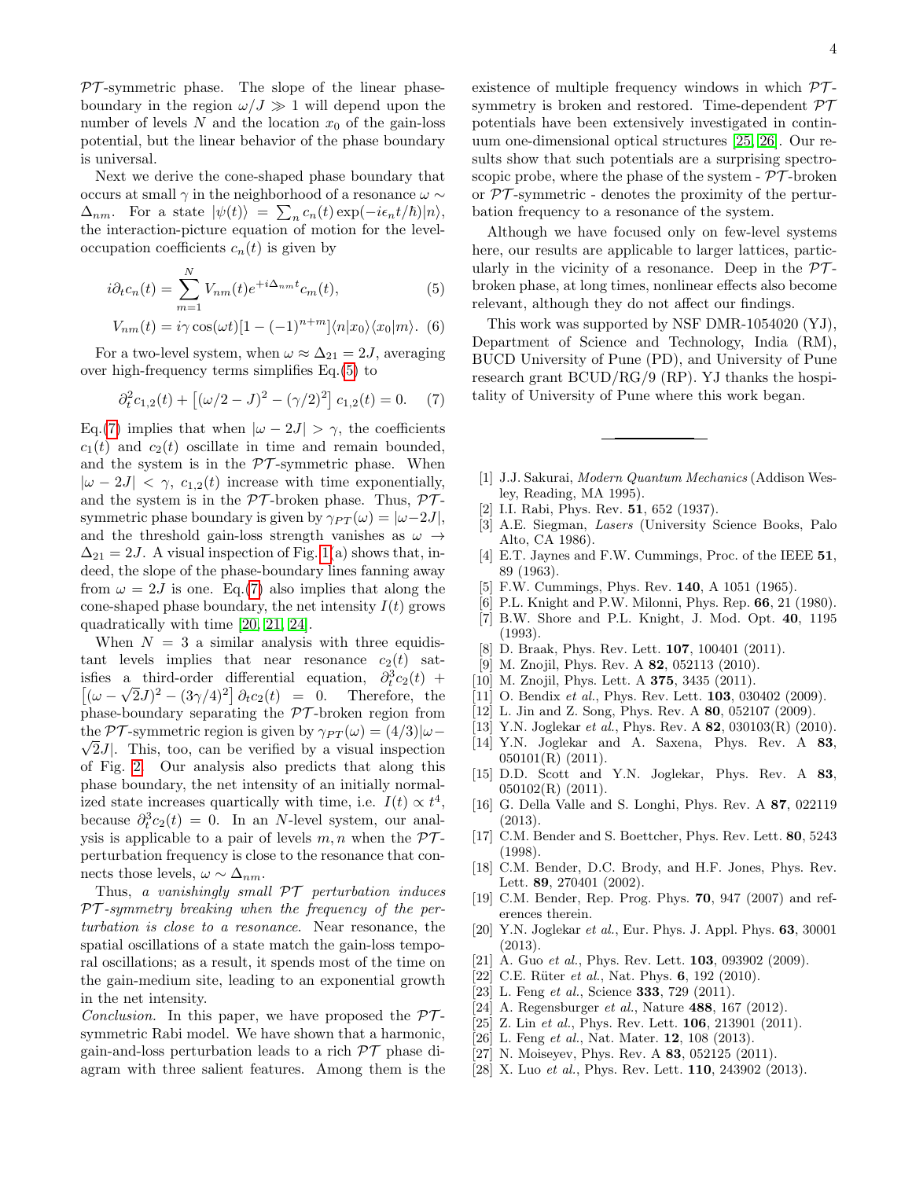$\mathcal{PT}$-symmetric phase. The slope of the linear phase-boundary in the region $\omega/J \gg 1$ will depend upon the number of levels $N$ and the location $x_0$ of the gain-loss potential, but the linear behavior of the phase boundary is universal.

Next we derive the cone-shaped phase boundary that occurs at small $\gamma$ in the neighborhood of a resonance $\omega \sim \Delta_{nm}$. For a state $|\psi(t)\rangle = \sum_n c_n(t)\exp(-i\epsilon_n t/\hbar)|n\rangle$, the interaction-picture equation of motion for the level-occupation coefficients $c_n(t)$ is given by

$$i\partial_t c_n(t) = \sum_{m=1}^{N} V_{nm}(t)e^{+i\Delta_{nm}t}c_m(t), \tag{5}$$

$$V_{nm}(t) = i\gamma\cos(\omega t)[1-(-1)^{n+m}]\langle n|x_0\rangle\langle x_0|m\rangle. \tag{6}$$

For a two-level system, when $\omega \approx \Delta_{21} = 2J$, averaging over high-frequency terms simplifies Eq.(5) to

$$\partial_t^2 c_{1,2}(t) + \left[(\omega/2-J)^2 - (\gamma/2)^2\right]c_{1,2}(t) = 0. \tag{7}$$

Eq.(7) implies that when $|\omega - 2J| > \gamma$, the coefficients $c_1(t)$ and $c_2(t)$ oscillate in time and remain bounded, and the system is in the $\mathcal{PT}$-symmetric phase. When $|\omega - 2J| < \gamma$, $c_{1,2}(t)$ increase with time exponentially, and the system is in the $\mathcal{PT}$-broken phase. Thus, $\mathcal{PT}$-symmetric phase boundary is given by $\gamma_{PT}(\omega) = |\omega - 2J|$, and the threshold gain-loss strength vanishes as $\omega \to \Delta_{21} = 2J$. A visual inspection of Fig. 1(a) shows that, indeed, the slope of the phase-boundary lines fanning away from $\omega = 2J$ is one. Eq.(7) also implies that along the cone-shaped phase boundary, the net intensity $I(t)$ grows quadratically with time [20, 21, 24].

When $N = 3$ a similar analysis with three equidistant levels implies that near resonance $c_2(t)$ satisfies a third-order differential equation, $\partial_t^3 c_2(t) + \left[(\omega - \sqrt{2}J)^2 - (3\gamma/4)^2\right]\partial_t c_2(t) = 0$. Therefore, the phase-boundary separating the $\mathcal{PT}$-broken region from the $\mathcal{PT}$-symmetric region is given by $\gamma_{PT}(\omega) = (4/3)|\omega - \sqrt{2}J|$. This, too, can be verified by a visual inspection of Fig. 2. Our analysis also predicts that along this phase boundary, the net intensity of an initially normalized state increases quartically with time, i.e. $I(t) \propto t^4$, because $\partial_t^3 c_2(t) = 0$. In an $N$-level system, our analysis is applicable to a pair of levels $m, n$ when the $\mathcal{PT}$-perturbation frequency is close to the resonance that connects those levels, $\omega \sim \Delta_{nm}$.

Thus, *a vanishingly small $\mathcal{PT}$ perturbation induces $\mathcal{PT}$-symmetry breaking when the frequency of the perturbation is close to a resonance*. Near resonance, the spatial oscillations of a state match the gain-loss temporal oscillations; as a result, it spends most of the time on the gain-medium site, leading to an exponential growth in the net intensity.

*Conclusion.* In this paper, we have proposed the $\mathcal{PT}$-symmetric Rabi model. We have shown that a harmonic, gain-and-loss perturbation leads to a rich $\mathcal{PT}$ phase diagram with three salient features. Among them is the existence of multiple frequency windows in which $\mathcal{PT}$-symmetry is broken and restored. Time-dependent $\mathcal{PT}$ potentials have been extensively investigated in continuum one-dimensional optical structures [25, 26]. Our results show that such potentials are a surprising spectroscopic probe, where the phase of the system - $\mathcal{PT}$-broken or $\mathcal{PT}$-symmetric - denotes the proximity of the perturbation frequency to a resonance of the system.

Although we have focused only on few-level systems here, our results are applicable to larger lattices, particularly in the vicinity of a resonance. Deep in the $\mathcal{PT}$-broken phase, at long times, nonlinear effects also become relevant, although they do not affect our findings.

This work was supported by NSF DMR-1054020 (YJ), Department of Science and Technology, India (RM), BUCD University of Pune (PD), and University of Pune research grant BCUD/RG/9 (RP). YJ thanks the hospitality of University of Pune where this work began.

---

[1] J.J. Sakurai, *Modern Quantum Mechanics* (Addison Wesley, Reading, MA 1995).
[2] I.I. Rabi, Phys. Rev. **51**, 652 (1937).
[3] A.E. Siegman, *Lasers* (University Science Books, Palo Alto, CA 1986).
[4] E.T. Jaynes and F.W. Cummings, Proc. of the IEEE **51**, 89 (1963).
[5] F.W. Cummings, Phys. Rev. **140**, A 1051 (1965).
[6] P.L. Knight and P.W. Milonni, Phys. Rep. **66**, 21 (1980).
[7] B.W. Shore and P.L. Knight, J. Mod. Opt. **40**, 1195 (1993).
[8] D. Braak, Phys. Rev. Lett. **107**, 100401 (2011).
[9] M. Znojil, Phys. Rev. A **82**, 052113 (2010).
[10] M. Znojil, Phys. Lett. A **375**, 3435 (2011).
[11] O. Bendix *et al.*, Phys. Rev. Lett. **103**, 030402 (2009).
[12] L. Jin and Z. Song, Phys. Rev. A **80**, 052107 (2009).
[13] Y.N. Joglekar *et al.*, Phys. Rev. A **82**, 030103(R) (2010).
[14] Y.N. Joglekar and A. Saxena, Phys. Rev. A **83**, 050101(R) (2011).
[15] D.D. Scott and Y.N. Joglekar, Phys. Rev. A **83**, 050102(R) (2011).
[16] G. Della Valle and S. Longhi, Phys. Rev. A **87**, 022119 (2013).
[17] C.M. Bender and S. Boettcher, Phys. Rev. Lett. **80**, 5243 (1998).
[18] C.M. Bender, D.C. Brody, and H.F. Jones, Phys. Rev. Lett. **89**, 270401 (2002).
[19] C.M. Bender, Rep. Prog. Phys. **70**, 947 (2007) and references therein.
[20] Y.N. Joglekar *et al.*, Eur. Phys. J. Appl. Phys. **63**, 30001 (2013).
[21] A. Guo *et al.*, Phys. Rev. Lett. **103**, 093902 (2009).
[22] C.E. Rüter *et al.*, Nat. Phys. **6**, 192 (2010).
[23] L. Feng *et al.*, Science **333**, 729 (2011).
[24] A. Regensburger *et al.*, Nature **488**, 167 (2012).
[25] Z. Lin *et al.*, Phys. Rev. Lett. **106**, 213901 (2011).
[26] L. Feng *et al.*, Nat. Mater. **12**, 108 (2013).
[27] N. Moiseyev, Phys. Rev. A **83**, 052125 (2011).
[28] X. Luo *et al.*, Phys. Rev. Lett. **110**, 243902 (2013).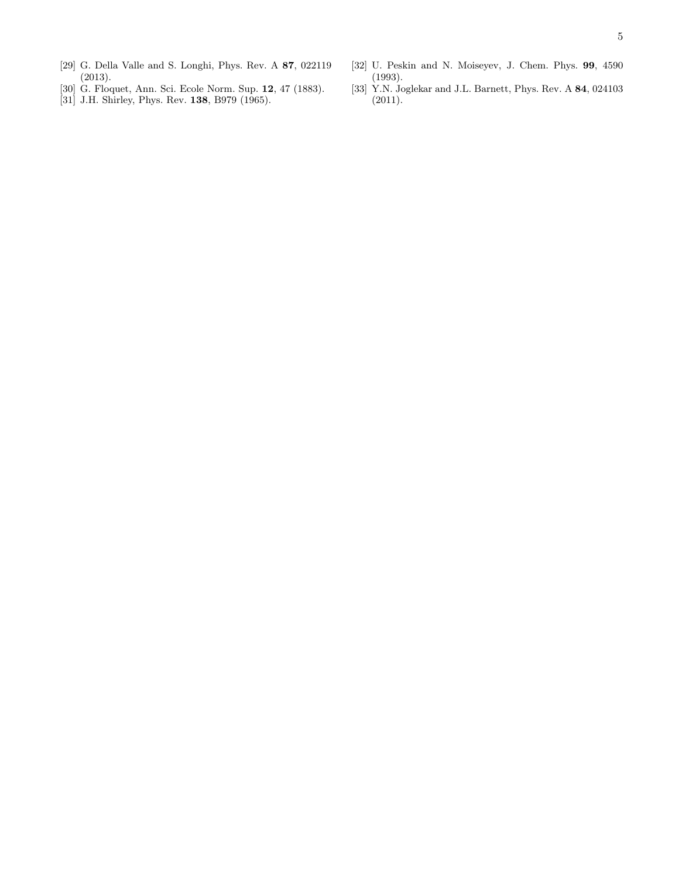[29] G. Della Valle and S. Longhi, Phys. Rev. A **87**, 022119 (2013).

[30] G. Floquet, Ann. Sci. Ecole Norm. Sup. **12**, 47 (1883).

[31] J.H. Shirley, Phys. Rev. **138**, B979 (1965).

[32] U. Peskin and N. Moiseyev, J. Chem. Phys. **99**, 4590 (1993).

[33] Y.N. Joglekar and J.L. Barnett, Phys. Rev. A **84**, 024103 (2011).